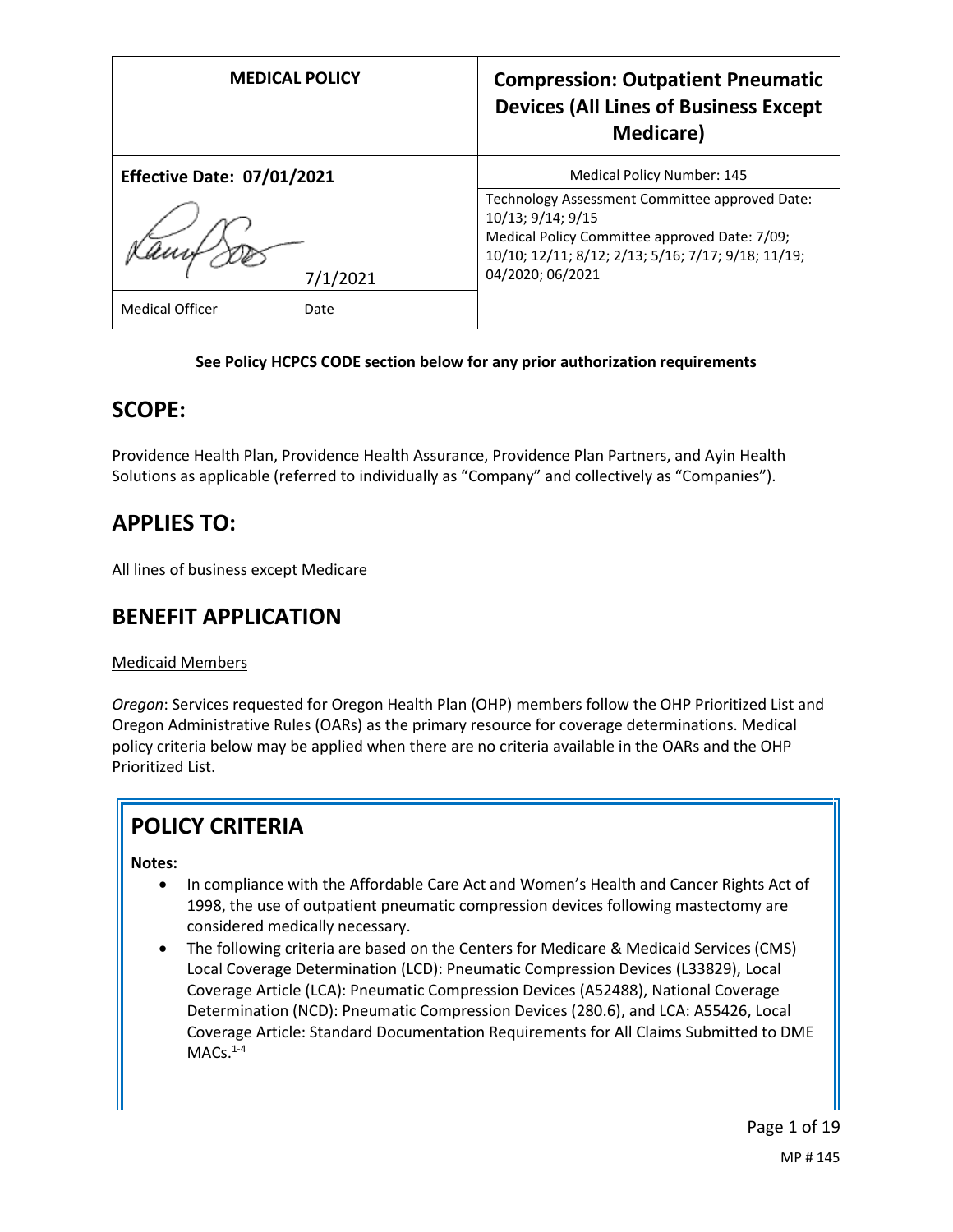| MEDICAL POLICY | Compression: Outpatient Pneumatic Devices (All Lines of Business Except Medicare) |
| --- | --- |
| **Effective Date: 07/01/2021** | Medical Policy Number: 145 |
| 7/1/2021<br>Medical Officer Date | Technology Assessment Committee approved Date: 10/13; 9/14; 9/15<br>Medical Policy Committee approved Date: 7/09; 10/10; 12/11; 8/12; 2/13; 5/16; 7/17; 9/18; 11/19; 04/2020; 06/2021 |

**See Policy HCPCS CODE section below for any prior authorization requirements**

## SCOPE:

Providence Health Plan, Providence Health Assurance, Providence Plan Partners, and Ayin Health Solutions as applicable (referred to individually as "Company" and collectively as "Companies").

## APPLIES TO:

All lines of business except Medicare

## BENEFIT APPLICATION

Medicaid Members

*Oregon*: Services requested for Oregon Health Plan (OHP) members follow the OHP Prioritized List and Oregon Administrative Rules (OARs) as the primary resource for coverage determinations. Medical policy criteria below may be applied when there are no criteria available in the OARs and the OHP Prioritized List.

## POLICY CRITERIA

**Notes:**

- In compliance with the Affordable Care Act and Women's Health and Cancer Rights Act of 1998, the use of outpatient pneumatic compression devices following mastectomy are considered medically necessary.
- The following criteria are based on the Centers for Medicare & Medicaid Services (CMS) Local Coverage Determination (LCD): Pneumatic Compression Devices (L33829), Local Coverage Article (LCA): Pneumatic Compression Devices (A52488), National Coverage Determination (NCD): Pneumatic Compression Devices (280.6), and LCA: A55426, Local Coverage Article: Standard Documentation Requirements for All Claims Submitted to DME MACs.[1-4]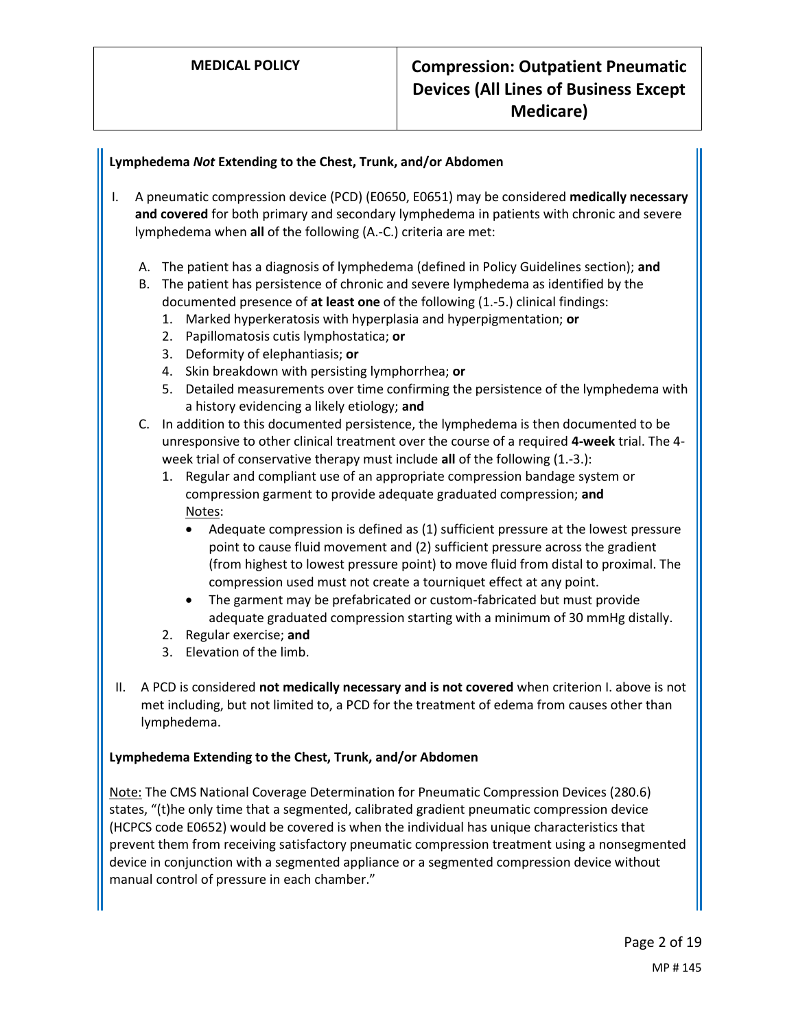### Lymphedema *Not* Extending to the Chest, Trunk, and/or Abdomen

I. A pneumatic compression device (PCD) (E0650, E0651) may be considered **medically necessary and covered** for both primary and secondary lymphedema in patients with chronic and severe lymphedema when **all** of the following (A.-C.) criteria are met:

   A. The patient has a diagnosis of lymphedema (defined in Policy Guidelines section); **and**
   B. The patient has persistence of chronic and severe lymphedema as identified by the documented presence of **at least one** of the following (1.-5.) clinical findings:
      1. Marked hyperkeratosis with hyperplasia and hyperpigmentation; **or**
      2. Papillomatosis cutis lymphostatica; **or**
      3. Deformity of elephantiasis; **or**
      4. Skin breakdown with persisting lymphorrhea; **or**
      5. Detailed measurements over time confirming the persistence of the lymphedema with a history evidencing a likely etiology; **and**
   C. In addition to this documented persistence, the lymphedema is then documented to be unresponsive to other clinical treatment over the course of a required **4-week** trial. The 4-week trial of conservative therapy must include **all** of the following (1.-3.):
      1. Regular and compliant use of an appropriate compression bandage system or compression garment to provide adequate graduated compression; **and**
         Notes:
         - Adequate compression is defined as (1) sufficient pressure at the lowest pressure point to cause fluid movement and (2) sufficient pressure across the gradient (from highest to lowest pressure point) to move fluid from distal to proximal. The compression used must not create a tourniquet effect at any point.
         - The garment may be prefabricated or custom-fabricated but must provide adequate graduated compression starting with a minimum of 30 mmHg distally.
      2. Regular exercise; **and**
      3. Elevation of the limb.

II. A PCD is considered **not medically necessary and is not covered** when criterion I. above is not met including, but not limited to, a PCD for the treatment of edema from causes other than lymphedema.

### Lymphedema Extending to the Chest, Trunk, and/or Abdomen

Note: The CMS National Coverage Determination for Pneumatic Compression Devices (280.6) states, "(t)he only time that a segmented, calibrated gradient pneumatic compression device (HCPCS code E0652) would be covered is when the individual has unique characteristics that prevent them from receiving satisfactory pneumatic compression treatment using a nonsegmented device in conjunction with a segmented appliance or a segmented compression device without manual control of pressure in each chamber."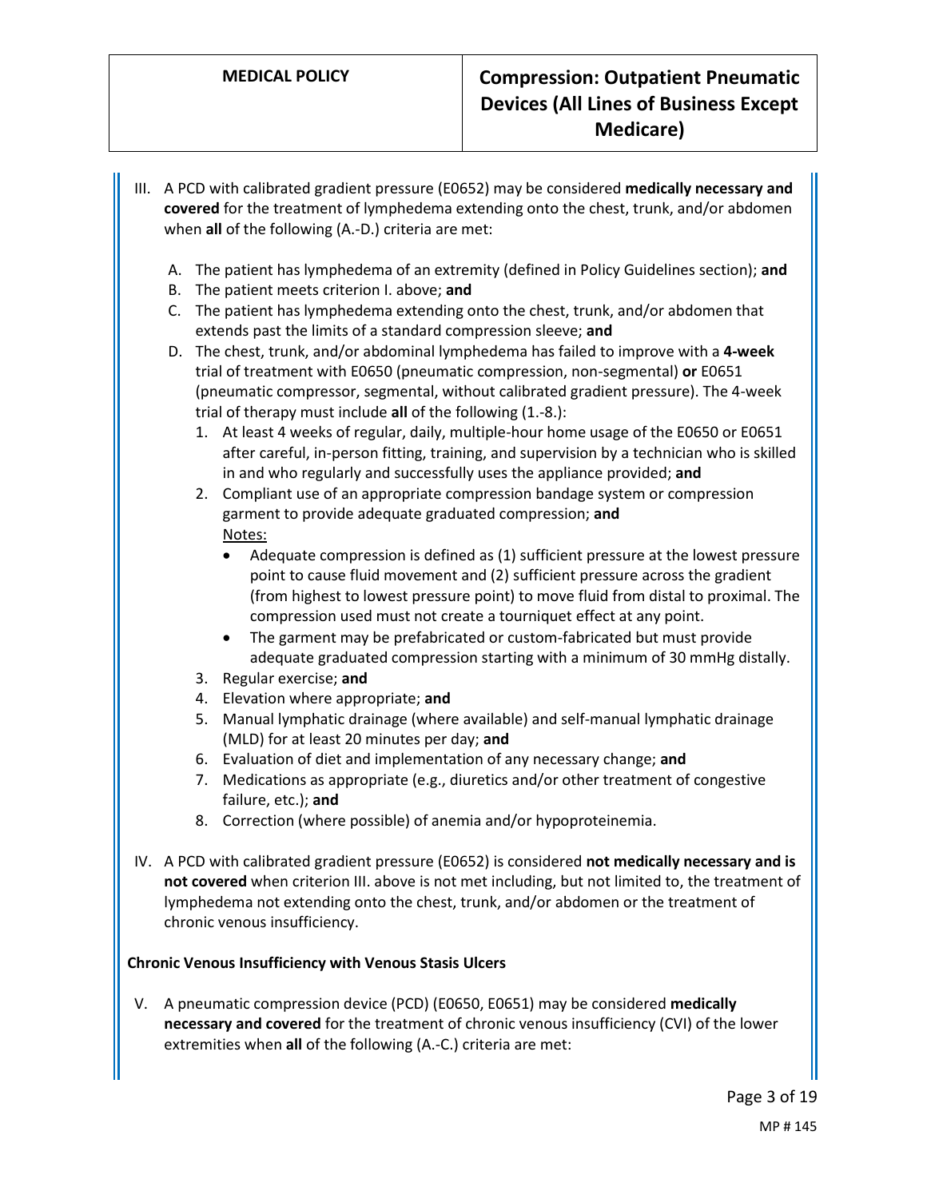III. A PCD with calibrated gradient pressure (E0652) may be considered **medically necessary and covered** for the treatment of lymphedema extending onto the chest, trunk, and/or abdomen when **all** of the following (A.-D.) criteria are met:

   A. The patient has lymphedema of an extremity (defined in Policy Guidelines section); **and**
   B. The patient meets criterion I. above; **and**
   C. The patient has lymphedema extending onto the chest, trunk, and/or abdomen that extends past the limits of a standard compression sleeve; **and**
   D. The chest, trunk, and/or abdominal lymphedema has failed to improve with a **4-week** trial of treatment with E0650 (pneumatic compression, non-segmental) **or** E0651 (pneumatic compressor, segmental, without calibrated gradient pressure). The 4-week trial of therapy must include **all** of the following (1.-8.):
      1. At least 4 weeks of regular, daily, multiple-hour home usage of the E0650 or E0651 after careful, in-person fitting, training, and supervision by a technician who is skilled in and who regularly and successfully uses the appliance provided; **and**
      2. Compliant use of an appropriate compression bandage system or compression garment to provide adequate graduated compression; **and**
         Notes:
         - Adequate compression is defined as (1) sufficient pressure at the lowest pressure point to cause fluid movement and (2) sufficient pressure across the gradient (from highest to lowest pressure point) to move fluid from distal to proximal. The compression used must not create a tourniquet effect at any point.
         - The garment may be prefabricated or custom-fabricated but must provide adequate graduated compression starting with a minimum of 30 mmHg distally.
      3. Regular exercise; **and**
      4. Elevation where appropriate; **and**
      5. Manual lymphatic drainage (where available) and self-manual lymphatic drainage (MLD) for at least 20 minutes per day; **and**
      6. Evaluation of diet and implementation of any necessary change; **and**
      7. Medications as appropriate (e.g., diuretics and/or other treatment of congestive failure, etc.); **and**
      8. Correction (where possible) of anemia and/or hypoproteinemia.

IV. A PCD with calibrated gradient pressure (E0652) is considered **not medically necessary and is not covered** when criterion III. above is not met including, but not limited to, the treatment of lymphedema not extending onto the chest, trunk, and/or abdomen or the treatment of chronic venous insufficiency.

**Chronic Venous Insufficiency with Venous Stasis Ulcers**

V. A pneumatic compression device (PCD) (E0650, E0651) may be considered **medically necessary and covered** for the treatment of chronic venous insufficiency (CVI) of the lower extremities when **all** of the following (A.-C.) criteria are met: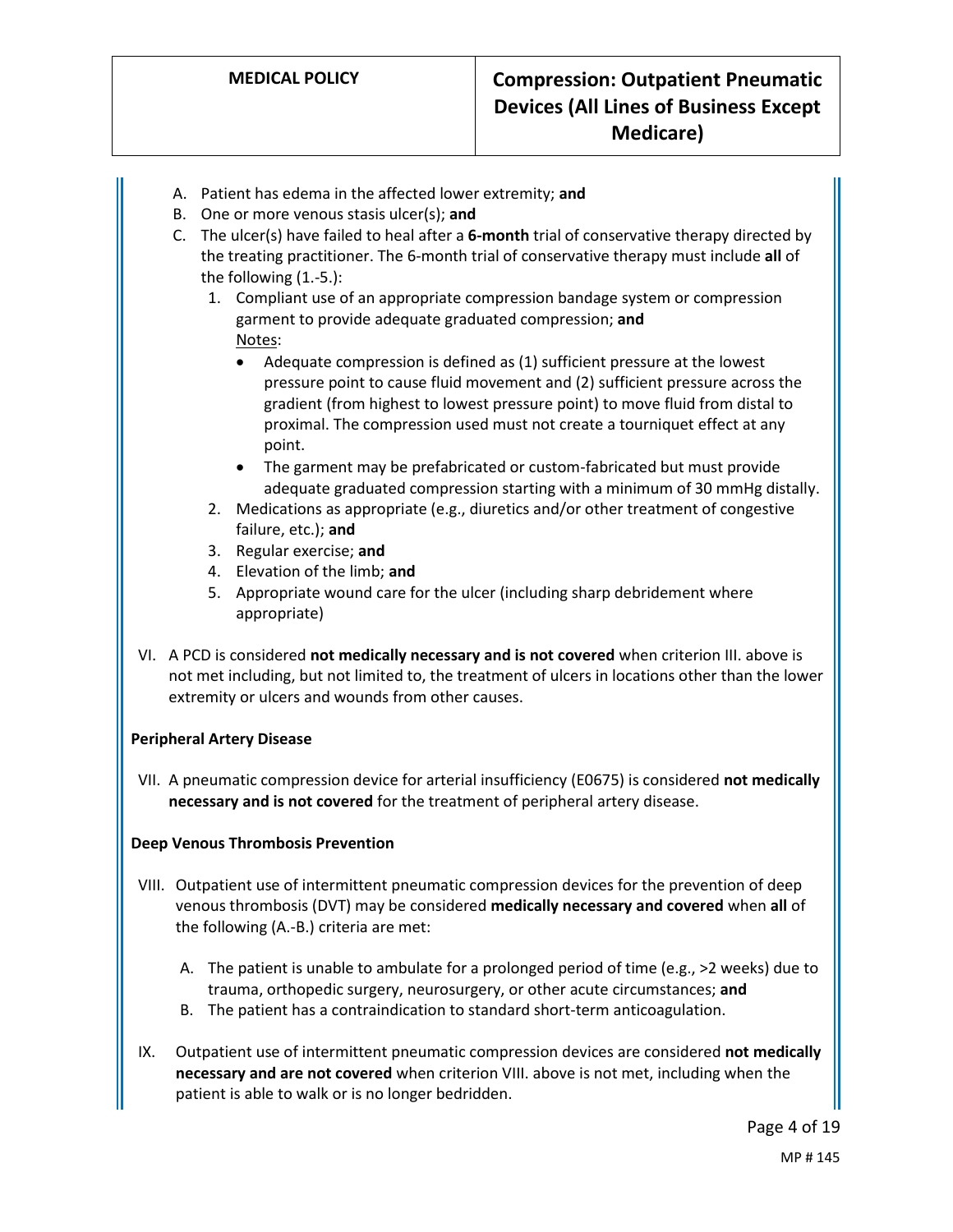A. Patient has edema in the affected lower extremity; **and**
B. One or more venous stasis ulcer(s); **and**
C. The ulcer(s) have failed to heal after a **6-month** trial of conservative therapy directed by the treating practitioner. The 6-month trial of conservative therapy must include **all** of the following (1.-5.):
    1. Compliant use of an appropriate compression bandage system or compression garment to provide adequate graduated compression; **and**
       Notes:
       - Adequate compression is defined as (1) sufficient pressure at the lowest pressure point to cause fluid movement and (2) sufficient pressure across the gradient (from highest to lowest pressure point) to move fluid from distal to proximal. The compression used must not create a tourniquet effect at any point.
       - The garment may be prefabricated or custom-fabricated but must provide adequate graduated compression starting with a minimum of 30 mmHg distally.
    2. Medications as appropriate (e.g., diuretics and/or other treatment of congestive failure, etc.); **and**
    3. Regular exercise; **and**
    4. Elevation of the limb; **and**
    5. Appropriate wound care for the ulcer (including sharp debridement where appropriate)

VI. A PCD is considered **not medically necessary and is not covered** when criterion III. above is not met including, but not limited to, the treatment of ulcers in locations other than the lower extremity or ulcers and wounds from other causes.

**Peripheral Artery Disease**

VII. A pneumatic compression device for arterial insufficiency (E0675) is considered **not medically necessary and is not covered** for the treatment of peripheral artery disease.

**Deep Venous Thrombosis Prevention**

VIII. Outpatient use of intermittent pneumatic compression devices for the prevention of deep venous thrombosis (DVT) may be considered **medically necessary and covered** when **all** of the following (A.-B.) criteria are met:

A. The patient is unable to ambulate for a prolonged period of time (e.g., >2 weeks) due to trauma, orthopedic surgery, neurosurgery, or other acute circumstances; **and**
B. The patient has a contraindication to standard short-term anticoagulation.

IX. Outpatient use of intermittent pneumatic compression devices are considered **not medically necessary and are not covered** when criterion VIII. above is not met, including when the patient is able to walk or is no longer bedridden.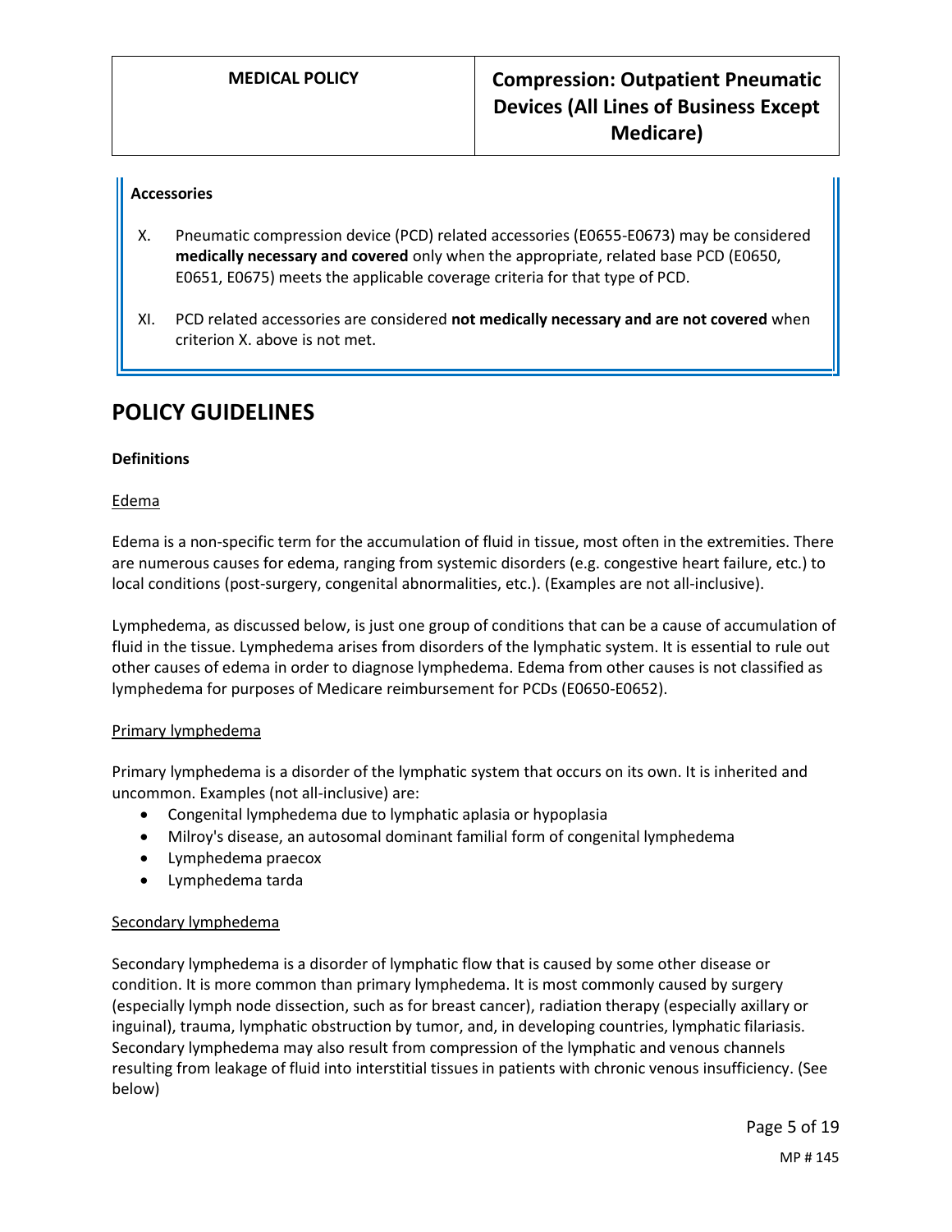**Accessories**

X. Pneumatic compression device (PCD) related accessories (E0655-E0673) may be considered **medically necessary and covered** only when the appropriate, related base PCD (E0650, E0651, E0675) meets the applicable coverage criteria for that type of PCD.

XI. PCD related accessories are considered **not medically necessary and are not covered** when criterion X. above is not met.

## POLICY GUIDELINES

**Definitions**

Edema

Edema is a non-specific term for the accumulation of fluid in tissue, most often in the extremities. There are numerous causes for edema, ranging from systemic disorders (e.g. congestive heart failure, etc.) to local conditions (post-surgery, congenital abnormalities, etc.). (Examples are not all-inclusive).

Lymphedema, as discussed below, is just one group of conditions that can be a cause of accumulation of fluid in the tissue. Lymphedema arises from disorders of the lymphatic system. It is essential to rule out other causes of edema in order to diagnose lymphedema. Edema from other causes is not classified as lymphedema for purposes of Medicare reimbursement for PCDs (E0650-E0652).

Primary lymphedema

Primary lymphedema is a disorder of the lymphatic system that occurs on its own. It is inherited and uncommon. Examples (not all-inclusive) are:

- Congenital lymphedema due to lymphatic aplasia or hypoplasia
- Milroy's disease, an autosomal dominant familial form of congenital lymphedema
- Lymphedema praecox
- Lymphedema tarda

Secondary lymphedema

Secondary lymphedema is a disorder of lymphatic flow that is caused by some other disease or condition. It is more common than primary lymphedema. It is most commonly caused by surgery (especially lymph node dissection, such as for breast cancer), radiation therapy (especially axillary or inguinal), trauma, lymphatic obstruction by tumor, and, in developing countries, lymphatic filariasis. Secondary lymphedema may also result from compression of the lymphatic and venous channels resulting from leakage of fluid into interstitial tissues in patients with chronic venous insufficiency. (See below)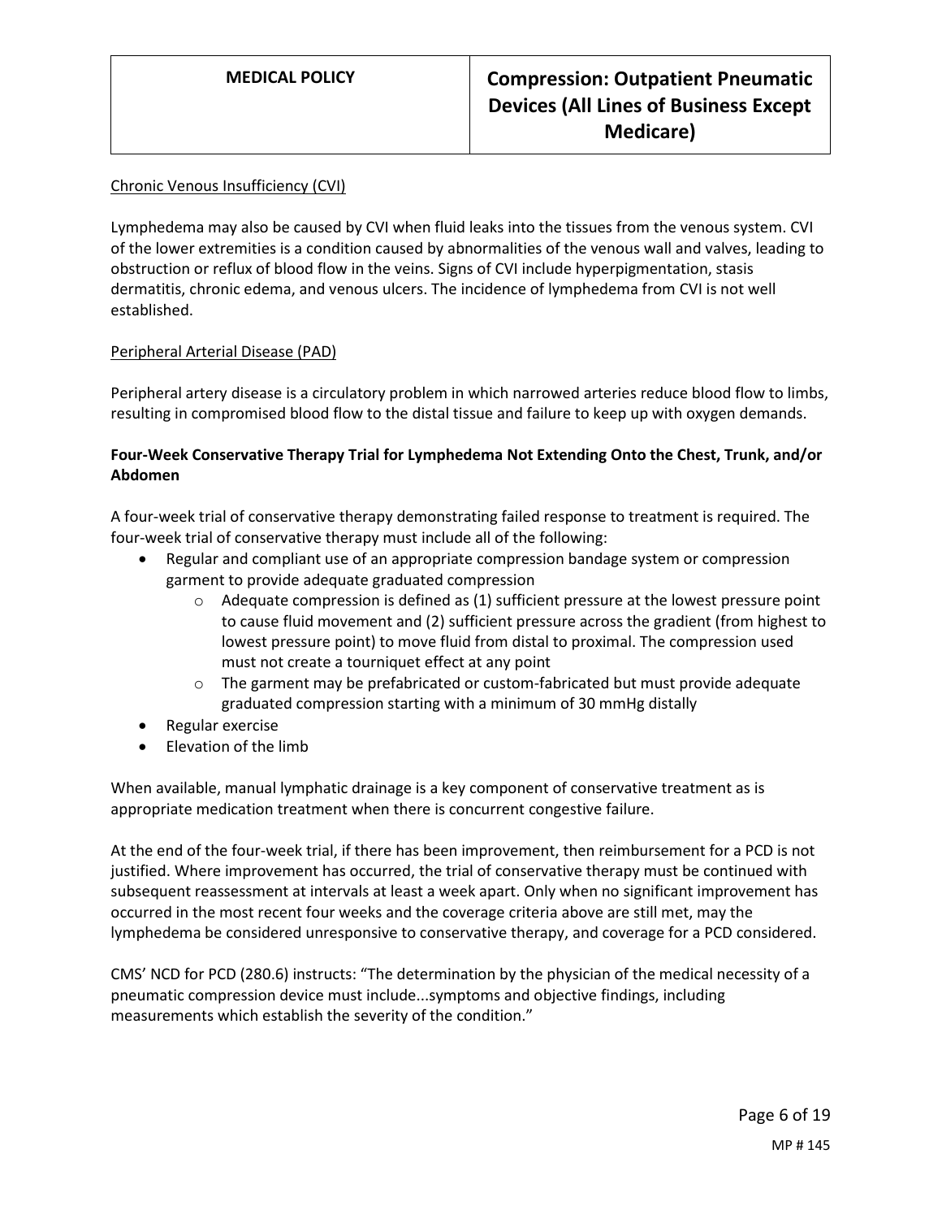Chronic Venous Insufficiency (CVI)

Lymphedema may also be caused by CVI when fluid leaks into the tissues from the venous system. CVI of the lower extremities is a condition caused by abnormalities of the venous wall and valves, leading to obstruction or reflux of blood flow in the veins. Signs of CVI include hyperpigmentation, stasis dermatitis, chronic edema, and venous ulcers. The incidence of lymphedema from CVI is not well established.

Peripheral Arterial Disease (PAD)

Peripheral artery disease is a circulatory problem in which narrowed arteries reduce blood flow to limbs, resulting in compromised blood flow to the distal tissue and failure to keep up with oxygen demands.

**Four-Week Conservative Therapy Trial for Lymphedema Not Extending Onto the Chest, Trunk, and/or Abdomen**

A four-week trial of conservative therapy demonstrating failed response to treatment is required. The four-week trial of conservative therapy must include all of the following:

- Regular and compliant use of an appropriate compression bandage system or compression garment to provide adequate graduated compression
  - Adequate compression is defined as (1) sufficient pressure at the lowest pressure point to cause fluid movement and (2) sufficient pressure across the gradient (from highest to lowest pressure point) to move fluid from distal to proximal. The compression used must not create a tourniquet effect at any point
  - The garment may be prefabricated or custom-fabricated but must provide adequate graduated compression starting with a minimum of 30 mmHg distally
- Regular exercise
- Elevation of the limb

When available, manual lymphatic drainage is a key component of conservative treatment as is appropriate medication treatment when there is concurrent congestive failure.

At the end of the four-week trial, if there has been improvement, then reimbursement for a PCD is not justified. Where improvement has occurred, the trial of conservative therapy must be continued with subsequent reassessment at intervals at least a week apart. Only when no significant improvement has occurred in the most recent four weeks and the coverage criteria above are still met, may the lymphedema be considered unresponsive to conservative therapy, and coverage for a PCD considered.

CMS' NCD for PCD (280.6) instructs: "The determination by the physician of the medical necessity of a pneumatic compression device must include...symptoms and objective findings, including measurements which establish the severity of the condition."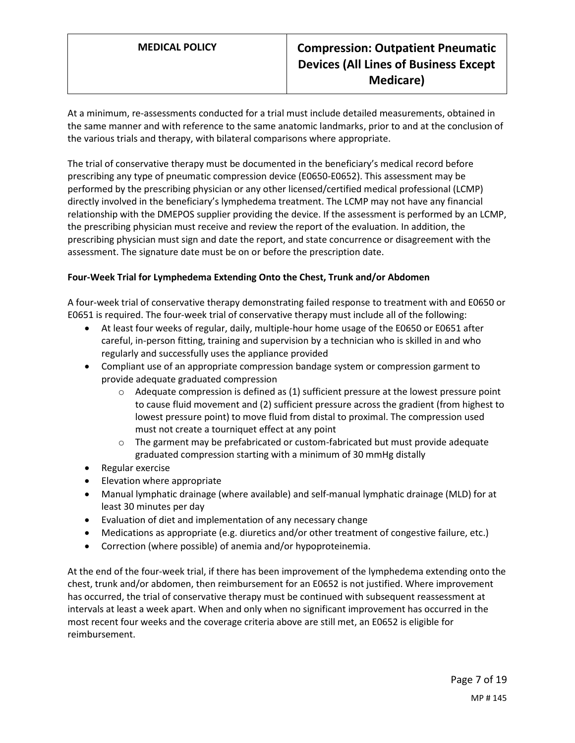At a minimum, re-assessments conducted for a trial must include detailed measurements, obtained in the same manner and with reference to the same anatomic landmarks, prior to and at the conclusion of the various trials and therapy, with bilateral comparisons where appropriate.

The trial of conservative therapy must be documented in the beneficiary's medical record before prescribing any type of pneumatic compression device (E0650-E0652). This assessment may be performed by the prescribing physician or any other licensed/certified medical professional (LCMP) directly involved in the beneficiary's lymphedema treatment. The LCMP may not have any financial relationship with the DMEPOS supplier providing the device. If the assessment is performed by an LCMP, the prescribing physician must receive and review the report of the evaluation. In addition, the prescribing physician must sign and date the report, and state concurrence or disagreement with the assessment. The signature date must be on or before the prescription date.

**Four-Week Trial for Lymphedema Extending Onto the Chest, Trunk and/or Abdomen**

A four-week trial of conservative therapy demonstrating failed response to treatment with and E0650 or E0651 is required. The four-week trial of conservative therapy must include all of the following:

- At least four weeks of regular, daily, multiple-hour home usage of the E0650 or E0651 after careful, in-person fitting, training and supervision by a technician who is skilled in and who regularly and successfully uses the appliance provided
- Compliant use of an appropriate compression bandage system or compression garment to provide adequate graduated compression
    - Adequate compression is defined as (1) sufficient pressure at the lowest pressure point to cause fluid movement and (2) sufficient pressure across the gradient (from highest to lowest pressure point) to move fluid from distal to proximal. The compression used must not create a tourniquet effect at any point
    - The garment may be prefabricated or custom-fabricated but must provide adequate graduated compression starting with a minimum of 30 mmHg distally
- Regular exercise
- Elevation where appropriate
- Manual lymphatic drainage (where available) and self-manual lymphatic drainage (MLD) for at least 30 minutes per day
- Evaluation of diet and implementation of any necessary change
- Medications as appropriate (e.g. diuretics and/or other treatment of congestive failure, etc.)
- Correction (where possible) of anemia and/or hypoproteinemia.

At the end of the four-week trial, if there has been improvement of the lymphedema extending onto the chest, trunk and/or abdomen, then reimbursement for an E0652 is not justified. Where improvement has occurred, the trial of conservative therapy must be continued with subsequent reassessment at intervals at least a week apart. When and only when no significant improvement has occurred in the most recent four weeks and the coverage criteria above are still met, an E0652 is eligible for reimbursement.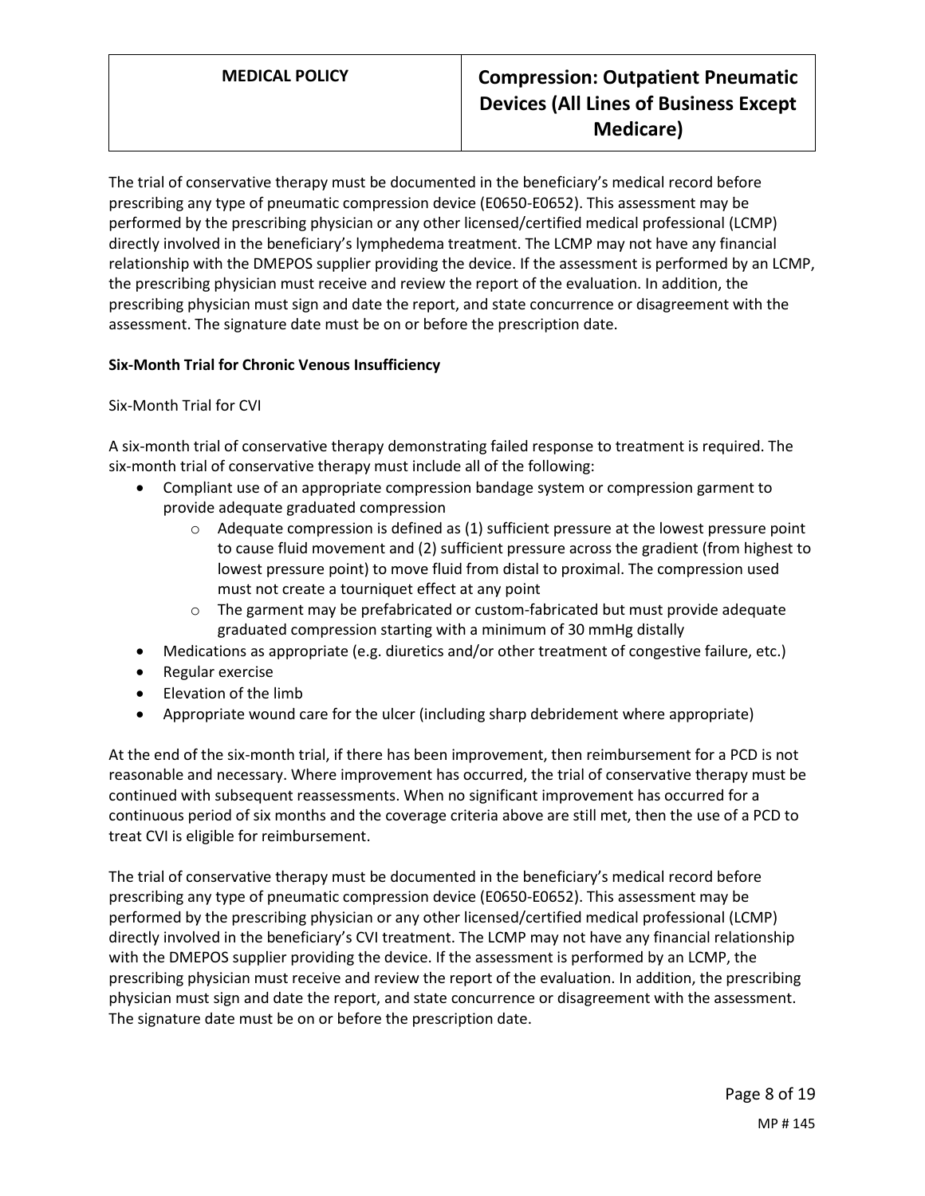The trial of conservative therapy must be documented in the beneficiary's medical record before prescribing any type of pneumatic compression device (E0650-E0652). This assessment may be performed by the prescribing physician or any other licensed/certified medical professional (LCMP) directly involved in the beneficiary's lymphedema treatment. The LCMP may not have any financial relationship with the DMEPOS supplier providing the device. If the assessment is performed by an LCMP, the prescribing physician must receive and review the report of the evaluation. In addition, the prescribing physician must sign and date the report, and state concurrence or disagreement with the assessment. The signature date must be on or before the prescription date.

**Six-Month Trial for Chronic Venous Insufficiency**

Six-Month Trial for CVI

A six-month trial of conservative therapy demonstrating failed response to treatment is required. The six-month trial of conservative therapy must include all of the following:

- Compliant use of an appropriate compression bandage system or compression garment to provide adequate graduated compression
  - Adequate compression is defined as (1) sufficient pressure at the lowest pressure point to cause fluid movement and (2) sufficient pressure across the gradient (from highest to lowest pressure point) to move fluid from distal to proximal. The compression used must not create a tourniquet effect at any point
  - The garment may be prefabricated or custom-fabricated but must provide adequate graduated compression starting with a minimum of 30 mmHg distally
- Medications as appropriate (e.g. diuretics and/or other treatment of congestive failure, etc.)
- Regular exercise
- Elevation of the limb
- Appropriate wound care for the ulcer (including sharp debridement where appropriate)

At the end of the six-month trial, if there has been improvement, then reimbursement for a PCD is not reasonable and necessary. Where improvement has occurred, the trial of conservative therapy must be continued with subsequent reassessments. When no significant improvement has occurred for a continuous period of six months and the coverage criteria above are still met, then the use of a PCD to treat CVI is eligible for reimbursement.

The trial of conservative therapy must be documented in the beneficiary's medical record before prescribing any type of pneumatic compression device (E0650-E0652). This assessment may be performed by the prescribing physician or any other licensed/certified medical professional (LCMP) directly involved in the beneficiary's CVI treatment. The LCMP may not have any financial relationship with the DMEPOS supplier providing the device. If the assessment is performed by an LCMP, the prescribing physician must receive and review the report of the evaluation. In addition, the prescribing physician must sign and date the report, and state concurrence or disagreement with the assessment. The signature date must be on or before the prescription date.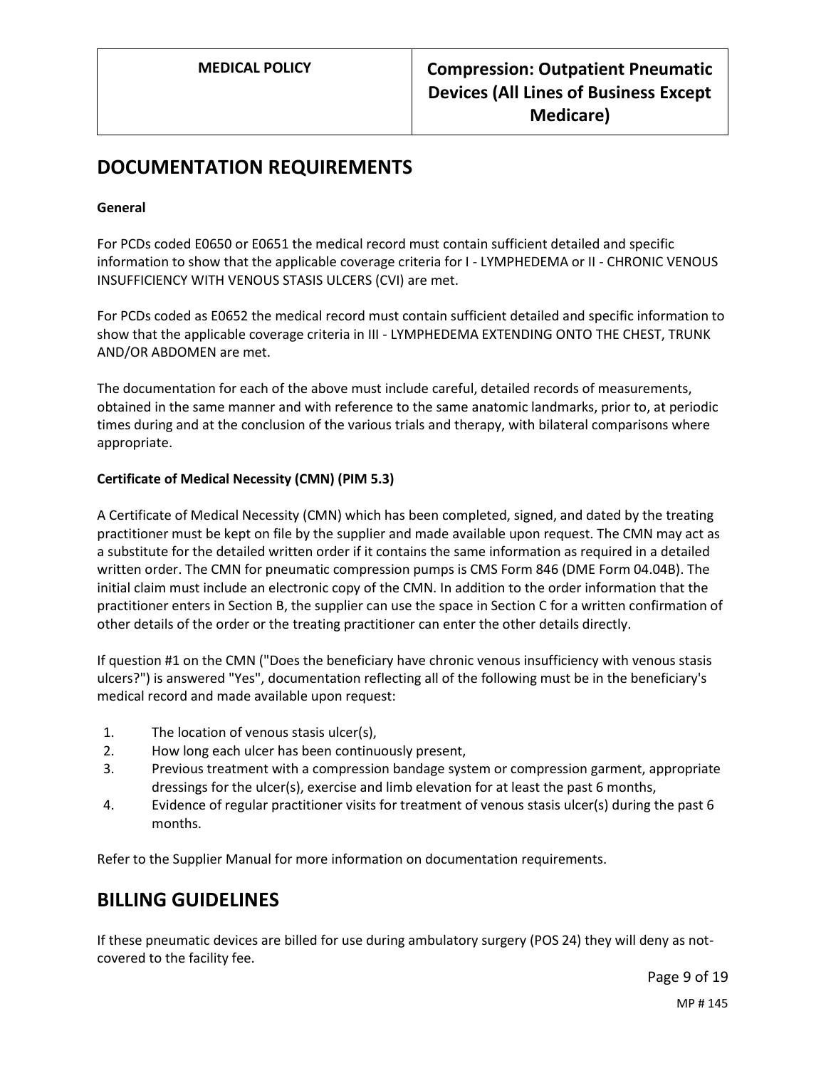## DOCUMENTATION REQUIREMENTS

**General**

For PCDs coded E0650 or E0651 the medical record must contain sufficient detailed and specific information to show that the applicable coverage criteria for I - LYMPHEDEMA or II - CHRONIC VENOUS INSUFFICIENCY WITH VENOUS STASIS ULCERS (CVI) are met.

For PCDs coded as E0652 the medical record must contain sufficient detailed and specific information to show that the applicable coverage criteria in III - LYMPHEDEMA EXTENDING ONTO THE CHEST, TRUNK AND/OR ABDOMEN are met.

The documentation for each of the above must include careful, detailed records of measurements, obtained in the same manner and with reference to the same anatomic landmarks, prior to, at periodic times during and at the conclusion of the various trials and therapy, with bilateral comparisons where appropriate.

**Certificate of Medical Necessity (CMN) (PIM 5.3)**

A Certificate of Medical Necessity (CMN) which has been completed, signed, and dated by the treating practitioner must be kept on file by the supplier and made available upon request. The CMN may act as a substitute for the detailed written order if it contains the same information as required in a detailed written order. The CMN for pneumatic compression pumps is CMS Form 846 (DME Form 04.04B). The initial claim must include an electronic copy of the CMN. In addition to the order information that the practitioner enters in Section B, the supplier can use the space in Section C for a written confirmation of other details of the order or the treating practitioner can enter the other details directly.

If question #1 on the CMN ("Does the beneficiary have chronic venous insufficiency with venous stasis ulcers?") is answered "Yes", documentation reflecting all of the following must be in the beneficiary's medical record and made available upon request:

1. The location of venous stasis ulcer(s),
2. How long each ulcer has been continuously present,
3. Previous treatment with a compression bandage system or compression garment, appropriate dressings for the ulcer(s), exercise and limb elevation for at least the past 6 months,
4. Evidence of regular practitioner visits for treatment of venous stasis ulcer(s) during the past 6 months.

Refer to the Supplier Manual for more information on documentation requirements.

## BILLING GUIDELINES

If these pneumatic devices are billed for use during ambulatory surgery (POS 24) they will deny as not-covered to the facility fee.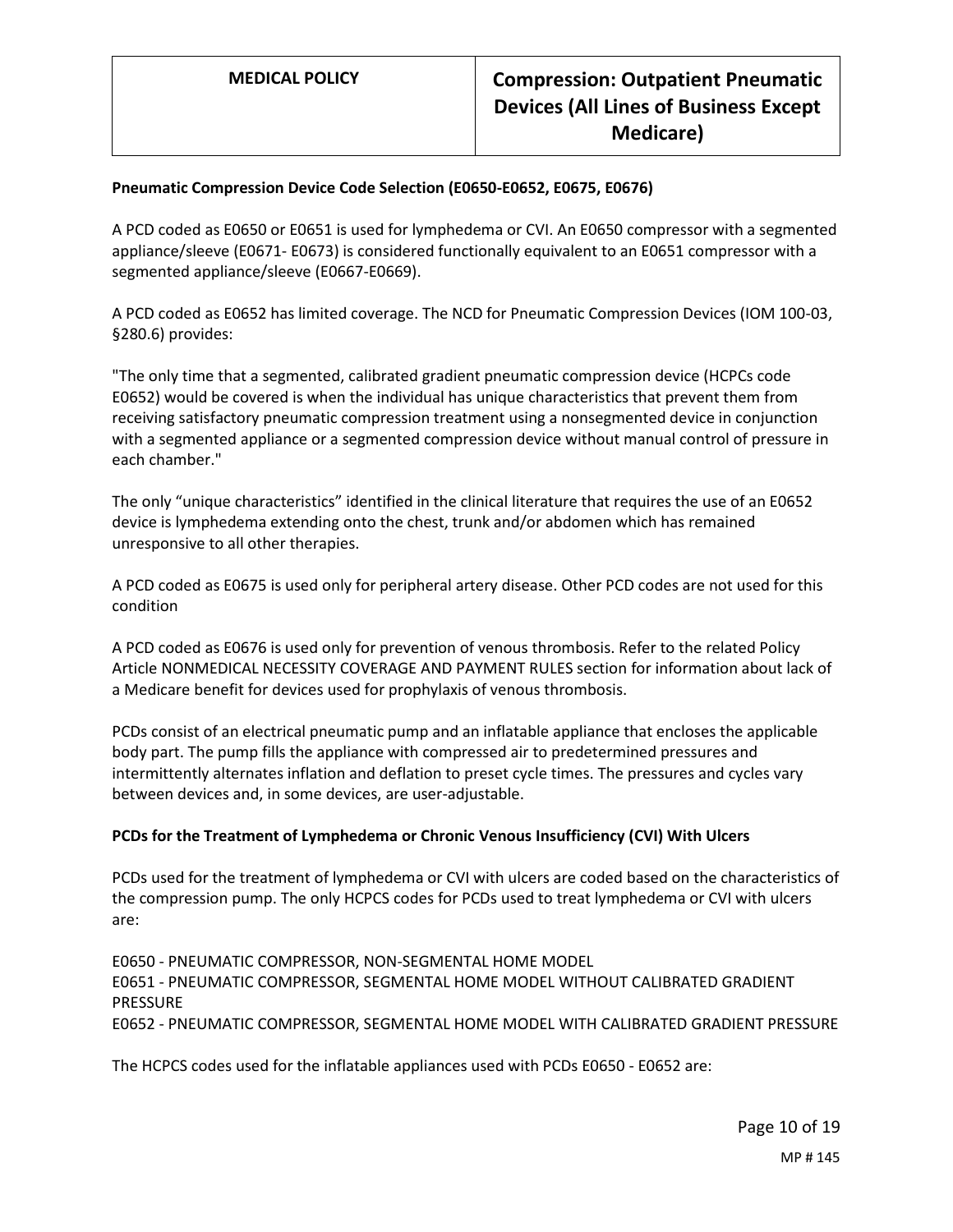**Pneumatic Compression Device Code Selection (E0650-E0652, E0675, E0676)**

A PCD coded as E0650 or E0651 is used for lymphedema or CVI. An E0650 compressor with a segmented appliance/sleeve (E0671- E0673) is considered functionally equivalent to an E0651 compressor with a segmented appliance/sleeve (E0667-E0669).

A PCD coded as E0652 has limited coverage. The NCD for Pneumatic Compression Devices (IOM 100-03, §280.6) provides:

"The only time that a segmented, calibrated gradient pneumatic compression device (HCPCs code E0652) would be covered is when the individual has unique characteristics that prevent them from receiving satisfactory pneumatic compression treatment using a nonsegmented device in conjunction with a segmented appliance or a segmented compression device without manual control of pressure in each chamber."

The only "unique characteristics" identified in the clinical literature that requires the use of an E0652 device is lymphedema extending onto the chest, trunk and/or abdomen which has remained unresponsive to all other therapies.

A PCD coded as E0675 is used only for peripheral artery disease. Other PCD codes are not used for this condition

A PCD coded as E0676 is used only for prevention of venous thrombosis. Refer to the related Policy Article NONMEDICAL NECESSITY COVERAGE AND PAYMENT RULES section for information about lack of a Medicare benefit for devices used for prophylaxis of venous thrombosis.

PCDs consist of an electrical pneumatic pump and an inflatable appliance that encloses the applicable body part. The pump fills the appliance with compressed air to predetermined pressures and intermittently alternates inflation and deflation to preset cycle times. The pressures and cycles vary between devices and, in some devices, are user-adjustable.

**PCDs for the Treatment of Lymphedema or Chronic Venous Insufficiency (CVI) With Ulcers**

PCDs used for the treatment of lymphedema or CVI with ulcers are coded based on the characteristics of the compression pump. The only HCPCS codes for PCDs used to treat lymphedema or CVI with ulcers are:

E0650 - PNEUMATIC COMPRESSOR, NON-SEGMENTAL HOME MODEL
E0651 - PNEUMATIC COMPRESSOR, SEGMENTAL HOME MODEL WITHOUT CALIBRATED GRADIENT PRESSURE
E0652 - PNEUMATIC COMPRESSOR, SEGMENTAL HOME MODEL WITH CALIBRATED GRADIENT PRESSURE

The HCPCS codes used for the inflatable appliances used with PCDs E0650 - E0652 are: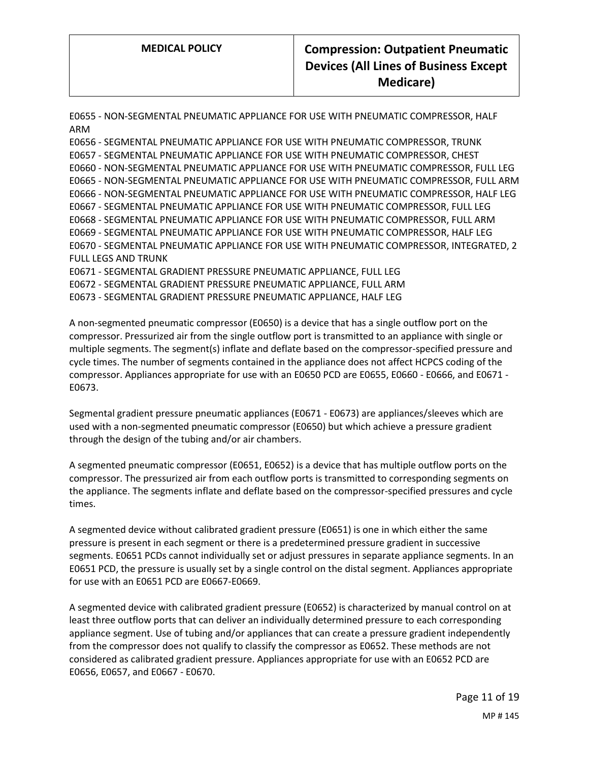E0655 - NON-SEGMENTAL PNEUMATIC APPLIANCE FOR USE WITH PNEUMATIC COMPRESSOR, HALF ARM
E0656 - SEGMENTAL PNEUMATIC APPLIANCE FOR USE WITH PNEUMATIC COMPRESSOR, TRUNK
E0657 - SEGMENTAL PNEUMATIC APPLIANCE FOR USE WITH PNEUMATIC COMPRESSOR, CHEST
E0660 - NON-SEGMENTAL PNEUMATIC APPLIANCE FOR USE WITH PNEUMATIC COMPRESSOR, FULL LEG
E0665 - NON-SEGMENTAL PNEUMATIC APPLIANCE FOR USE WITH PNEUMATIC COMPRESSOR, FULL ARM
E0666 - NON-SEGMENTAL PNEUMATIC APPLIANCE FOR USE WITH PNEUMATIC COMPRESSOR, HALF LEG
E0667 - SEGMENTAL PNEUMATIC APPLIANCE FOR USE WITH PNEUMATIC COMPRESSOR, FULL LEG
E0668 - SEGMENTAL PNEUMATIC APPLIANCE FOR USE WITH PNEUMATIC COMPRESSOR, FULL ARM
E0669 - SEGMENTAL PNEUMATIC APPLIANCE FOR USE WITH PNEUMATIC COMPRESSOR, HALF LEG
E0670 - SEGMENTAL PNEUMATIC APPLIANCE FOR USE WITH PNEUMATIC COMPRESSOR, INTEGRATED, 2 FULL LEGS AND TRUNK
E0671 - SEGMENTAL GRADIENT PRESSURE PNEUMATIC APPLIANCE, FULL LEG
E0672 - SEGMENTAL GRADIENT PRESSURE PNEUMATIC APPLIANCE, FULL ARM
E0673 - SEGMENTAL GRADIENT PRESSURE PNEUMATIC APPLIANCE, HALF LEG

A non-segmented pneumatic compressor (E0650) is a device that has a single outflow port on the compressor. Pressurized air from the single outflow port is transmitted to an appliance with single or multiple segments. The segment(s) inflate and deflate based on the compressor-specified pressure and cycle times. The number of segments contained in the appliance does not affect HCPCS coding of the compressor. Appliances appropriate for use with an E0650 PCD are E0655, E0660 - E0666, and E0671 - E0673.

Segmental gradient pressure pneumatic appliances (E0671 - E0673) are appliances/sleeves which are used with a non-segmented pneumatic compressor (E0650) but which achieve a pressure gradient through the design of the tubing and/or air chambers.

A segmented pneumatic compressor (E0651, E0652) is a device that has multiple outflow ports on the compressor. The pressurized air from each outflow ports is transmitted to corresponding segments on the appliance. The segments inflate and deflate based on the compressor-specified pressures and cycle times.

A segmented device without calibrated gradient pressure (E0651) is one in which either the same pressure is present in each segment or there is a predetermined pressure gradient in successive segments. E0651 PCDs cannot individually set or adjust pressures in separate appliance segments. In an E0651 PCD, the pressure is usually set by a single control on the distal segment. Appliances appropriate for use with an E0651 PCD are E0667-E0669.

A segmented device with calibrated gradient pressure (E0652) is characterized by manual control on at least three outflow ports that can deliver an individually determined pressure to each corresponding appliance segment. Use of tubing and/or appliances that can create a pressure gradient independently from the compressor does not qualify to classify the compressor as E0652. These methods are not considered as calibrated gradient pressure. Appliances appropriate for use with an E0652 PCD are E0656, E0657, and E0667 - E0670.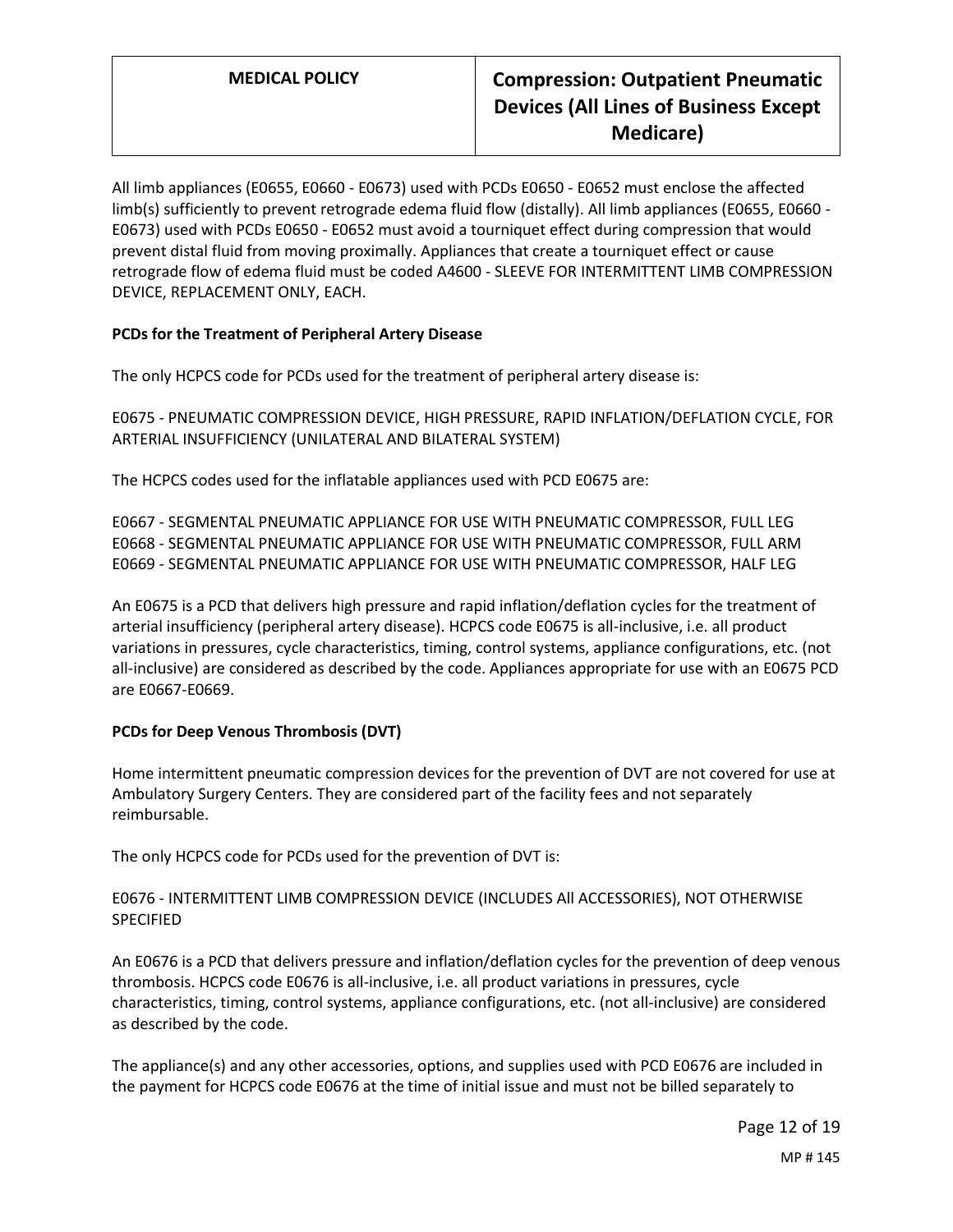All limb appliances (E0655, E0660 - E0673) used with PCDs E0650 - E0652 must enclose the affected limb(s) sufficiently to prevent retrograde edema fluid flow (distally). All limb appliances (E0655, E0660 - E0673) used with PCDs E0650 - E0652 must avoid a tourniquet effect during compression that would prevent distal fluid from moving proximally. Appliances that create a tourniquet effect or cause retrograde flow of edema fluid must be coded A4600 - SLEEVE FOR INTERMITTENT LIMB COMPRESSION DEVICE, REPLACEMENT ONLY, EACH.

**PCDs for the Treatment of Peripheral Artery Disease**

The only HCPCS code for PCDs used for the treatment of peripheral artery disease is:

E0675 - PNEUMATIC COMPRESSION DEVICE, HIGH PRESSURE, RAPID INFLATION/DEFLATION CYCLE, FOR ARTERIAL INSUFFICIENCY (UNILATERAL AND BILATERAL SYSTEM)

The HCPCS codes used for the inflatable appliances used with PCD E0675 are:

E0667 - SEGMENTAL PNEUMATIC APPLIANCE FOR USE WITH PNEUMATIC COMPRESSOR, FULL LEG
E0668 - SEGMENTAL PNEUMATIC APPLIANCE FOR USE WITH PNEUMATIC COMPRESSOR, FULL ARM
E0669 - SEGMENTAL PNEUMATIC APPLIANCE FOR USE WITH PNEUMATIC COMPRESSOR, HALF LEG

An E0675 is a PCD that delivers high pressure and rapid inflation/deflation cycles for the treatment of arterial insufficiency (peripheral artery disease). HCPCS code E0675 is all-inclusive, i.e. all product variations in pressures, cycle characteristics, timing, control systems, appliance configurations, etc. (not all-inclusive) are considered as described by the code. Appliances appropriate for use with an E0675 PCD are E0667-E0669.

**PCDs for Deep Venous Thrombosis (DVT)**

Home intermittent pneumatic compression devices for the prevention of DVT are not covered for use at Ambulatory Surgery Centers. They are considered part of the facility fees and not separately reimbursable.

The only HCPCS code for PCDs used for the prevention of DVT is:

E0676 - INTERMITTENT LIMB COMPRESSION DEVICE (INCLUDES All ACCESSORIES), NOT OTHERWISE SPECIFIED

An E0676 is a PCD that delivers pressure and inflation/deflation cycles for the prevention of deep venous thrombosis. HCPCS code E0676 is all-inclusive, i.e. all product variations in pressures, cycle characteristics, timing, control systems, appliance configurations, etc. (not all-inclusive) are considered as described by the code.

The appliance(s) and any other accessories, options, and supplies used with PCD E0676 are included in the payment for HCPCS code E0676 at the time of initial issue and must not be billed separately to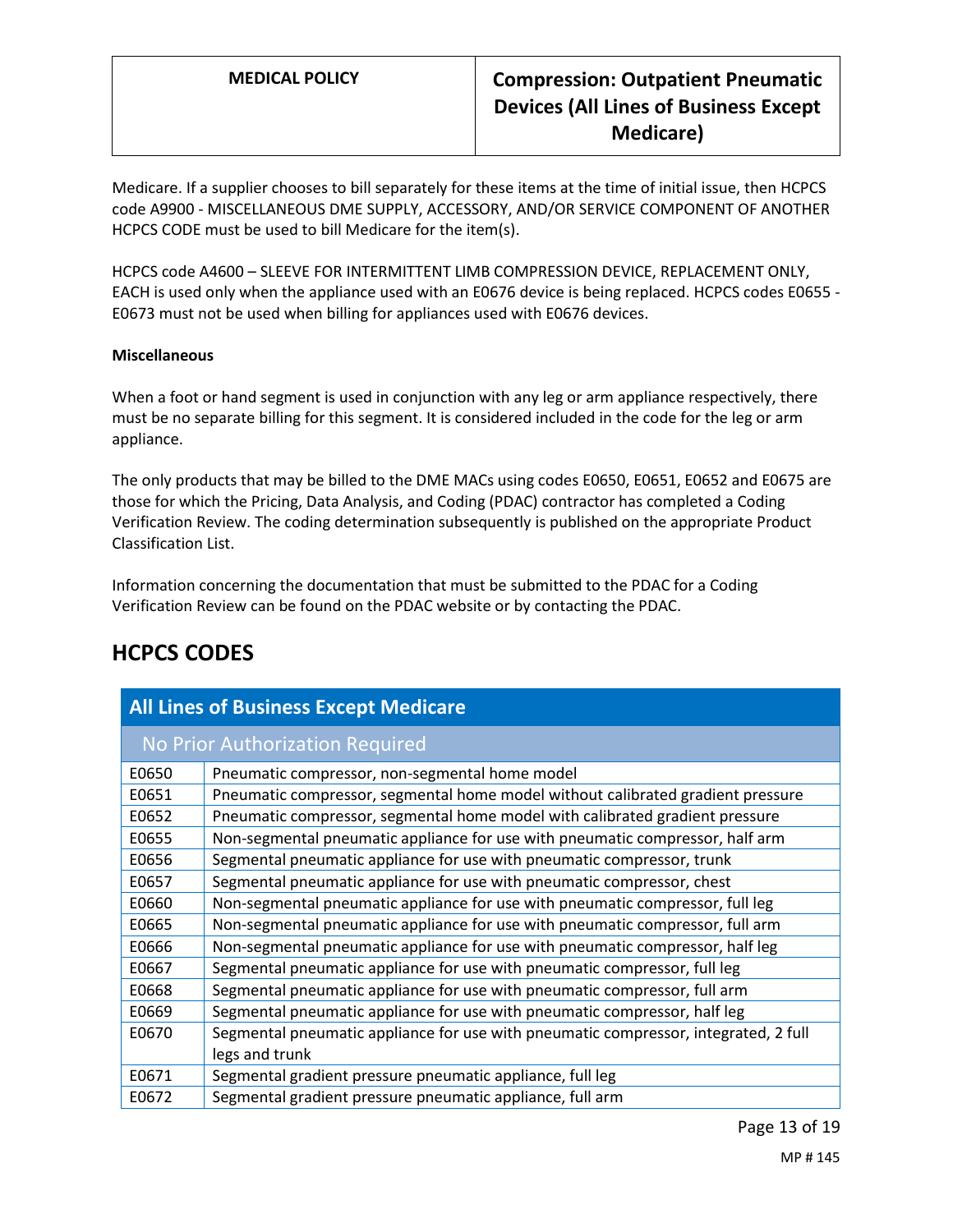Medicare. If a supplier chooses to bill separately for these items at the time of initial issue, then HCPCS code A9900 - MISCELLANEOUS DME SUPPLY, ACCESSORY, AND/OR SERVICE COMPONENT OF ANOTHER HCPCS CODE must be used to bill Medicare for the item(s).

HCPCS code A4600 – SLEEVE FOR INTERMITTENT LIMB COMPRESSION DEVICE, REPLACEMENT ONLY, EACH is used only when the appliance used with an E0676 device is being replaced. HCPCS codes E0655 - E0673 must not be used when billing for appliances used with E0676 devices.

**Miscellaneous**

When a foot or hand segment is used in conjunction with any leg or arm appliance respectively, there must be no separate billing for this segment. It is considered included in the code for the leg or arm appliance.

The only products that may be billed to the DME MACs using codes E0650, E0651, E0652 and E0675 are those for which the Pricing, Data Analysis, and Coding (PDAC) contractor has completed a Coding Verification Review. The coding determination subsequently is published on the appropriate Product Classification List.

Information concerning the documentation that must be submitted to the PDAC for a Coding Verification Review can be found on the PDAC website or by contacting the PDAC.

## HCPCS CODES

| All Lines of Business Except Medicare | |
|---|---|
| No Prior Authorization Required | |
| E0650 | Pneumatic compressor, non-segmental home model |
| E0651 | Pneumatic compressor, segmental home model without calibrated gradient pressure |
| E0652 | Pneumatic compressor, segmental home model with calibrated gradient pressure |
| E0655 | Non-segmental pneumatic appliance for use with pneumatic compressor, half arm |
| E0656 | Segmental pneumatic appliance for use with pneumatic compressor, trunk |
| E0657 | Segmental pneumatic appliance for use with pneumatic compressor, chest |
| E0660 | Non-segmental pneumatic appliance for use with pneumatic compressor, full leg |
| E0665 | Non-segmental pneumatic appliance for use with pneumatic compressor, full arm |
| E0666 | Non-segmental pneumatic appliance for use with pneumatic compressor, half leg |
| E0667 | Segmental pneumatic appliance for use with pneumatic compressor, full leg |
| E0668 | Segmental pneumatic appliance for use with pneumatic compressor, full arm |
| E0669 | Segmental pneumatic appliance for use with pneumatic compressor, half leg |
| E0670 | Segmental pneumatic appliance for use with pneumatic compressor, integrated, 2 full legs and trunk |
| E0671 | Segmental gradient pressure pneumatic appliance, full leg |
| E0672 | Segmental gradient pressure pneumatic appliance, full arm |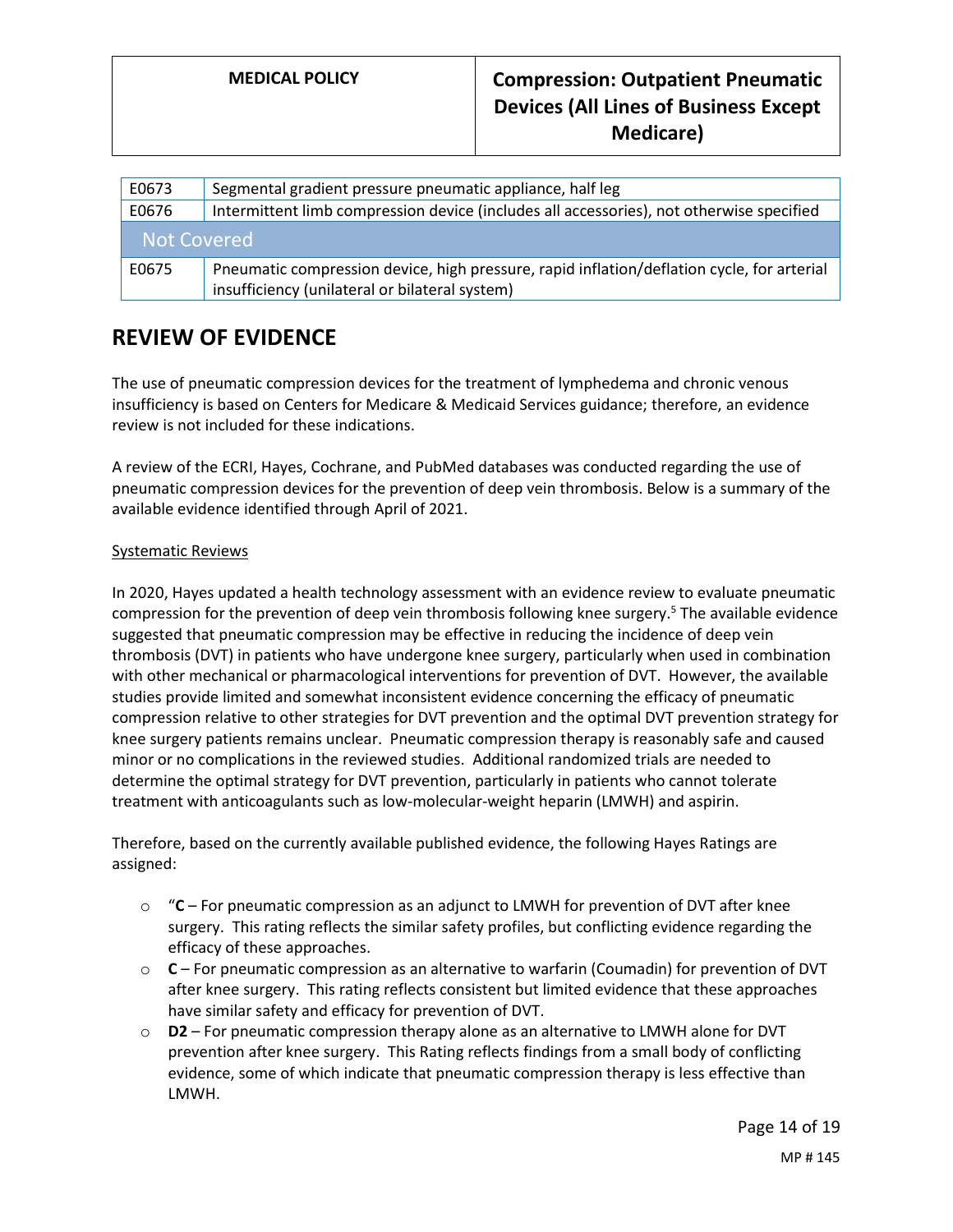| | |
|---|---|
| E0673 | Segmental gradient pressure pneumatic appliance, half leg |
| E0676 | Intermittent limb compression device (includes all accessories), not otherwise specified |
| **Not Covered** | |
| E0675 | Pneumatic compression device, high pressure, rapid inflation/deflation cycle, for arterial insufficiency (unilateral or bilateral system) |

# REVIEW OF EVIDENCE

The use of pneumatic compression devices for the treatment of lymphedema and chronic venous insufficiency is based on Centers for Medicare & Medicaid Services guidance; therefore, an evidence review is not included for these indications.

A review of the ECRI, Hayes, Cochrane, and PubMed databases was conducted regarding the use of pneumatic compression devices for the prevention of deep vein thrombosis. Below is a summary of the available evidence identified through April of 2021.

Systematic Reviews

In 2020, Hayes updated a health technology assessment with an evidence review to evaluate pneumatic compression for the prevention of deep vein thrombosis following knee surgery.[5] The available evidence suggested that pneumatic compression may be effective in reducing the incidence of deep vein thrombosis (DVT) in patients who have undergone knee surgery, particularly when used in combination with other mechanical or pharmacological interventions for prevention of DVT. However, the available studies provide limited and somewhat inconsistent evidence concerning the efficacy of pneumatic compression relative to other strategies for DVT prevention and the optimal DVT prevention strategy for knee surgery patients remains unclear. Pneumatic compression therapy is reasonably safe and caused minor or no complications in the reviewed studies. Additional randomized trials are needed to determine the optimal strategy for DVT prevention, particularly in patients who cannot tolerate treatment with anticoagulants such as low-molecular-weight heparin (LMWH) and aspirin.

Therefore, based on the currently available published evidence, the following Hayes Ratings are assigned:

- "**C** – For pneumatic compression as an adjunct to LMWH for prevention of DVT after knee surgery. This rating reflects the similar safety profiles, but conflicting evidence regarding the efficacy of these approaches.
- **C** – For pneumatic compression as an alternative to warfarin (Coumadin) for prevention of DVT after knee surgery. This rating reflects consistent but limited evidence that these approaches have similar safety and efficacy for prevention of DVT.
- **D2** – For pneumatic compression therapy alone as an alternative to LMWH alone for DVT prevention after knee surgery. This Rating reflects findings from a small body of conflicting evidence, some of which indicate that pneumatic compression therapy is less effective than LMWH.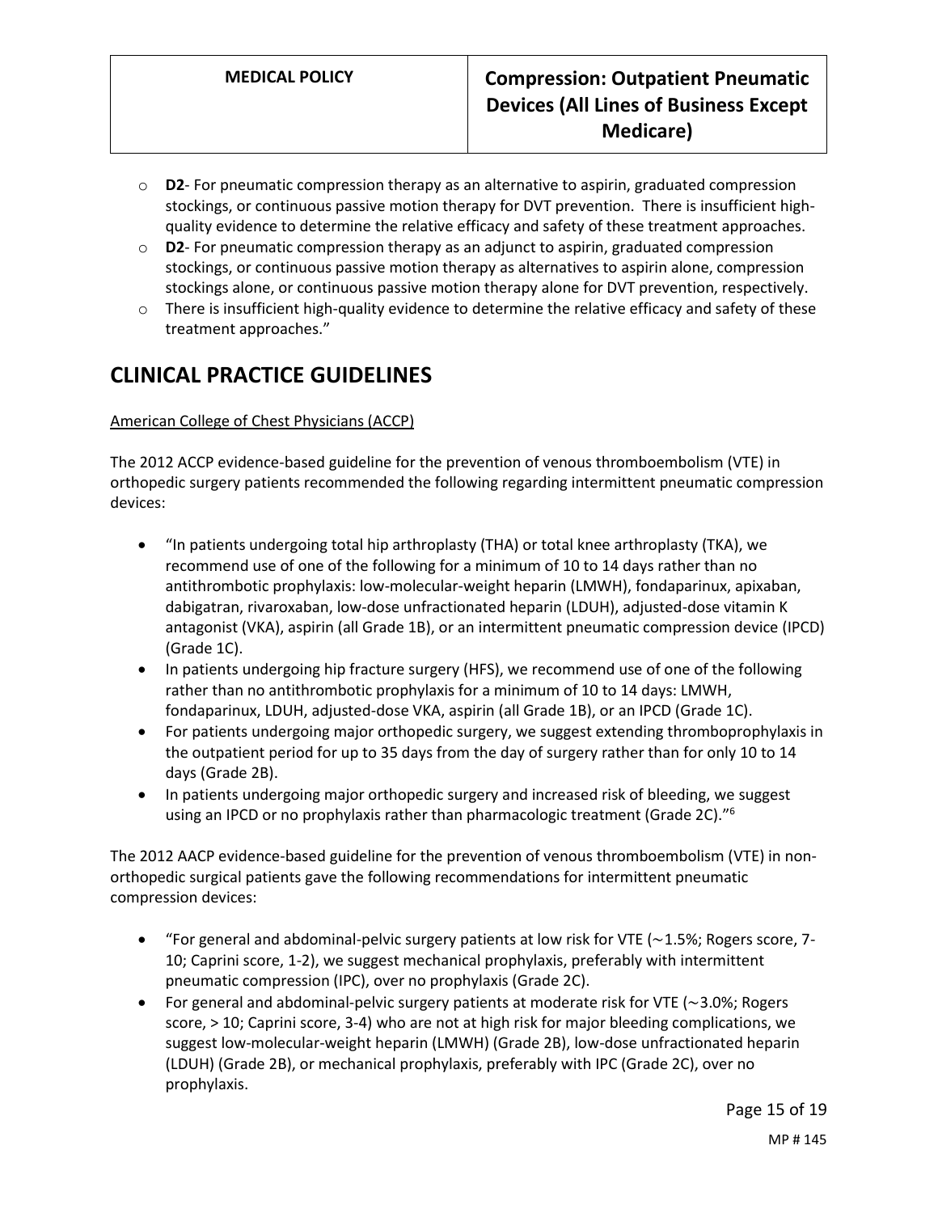- **D2**- For pneumatic compression therapy as an alternative to aspirin, graduated compression stockings, or continuous passive motion therapy for DVT prevention. There is insufficient high-quality evidence to determine the relative efficacy and safety of these treatment approaches.
- **D2**- For pneumatic compression therapy as an adjunct to aspirin, graduated compression stockings, or continuous passive motion therapy as alternatives to aspirin alone, compression stockings alone, or continuous passive motion therapy alone for DVT prevention, respectively.
- There is insufficient high-quality evidence to determine the relative efficacy and safety of these treatment approaches."

# CLINICAL PRACTICE GUIDELINES

American College of Chest Physicians (ACCP)

The 2012 ACCP evidence-based guideline for the prevention of venous thromboembolism (VTE) in orthopedic surgery patients recommended the following regarding intermittent pneumatic compression devices:

- "In patients undergoing total hip arthroplasty (THA) or total knee arthroplasty (TKA), we recommend use of one of the following for a minimum of 10 to 14 days rather than no antithrombotic prophylaxis: low-molecular-weight heparin (LMWH), fondaparinux, apixaban, dabigatran, rivaroxaban, low-dose unfractionated heparin (LDUH), adjusted-dose vitamin K antagonist (VKA), aspirin (all Grade 1B), or an intermittent pneumatic compression device (IPCD) (Grade 1C).
- In patients undergoing hip fracture surgery (HFS), we recommend use of one of the following rather than no antithrombotic prophylaxis for a minimum of 10 to 14 days: LMWH, fondaparinux, LDUH, adjusted-dose VKA, aspirin (all Grade 1B), or an IPCD (Grade 1C).
- For patients undergoing major orthopedic surgery, we suggest extending thromboprophylaxis in the outpatient period for up to 35 days from the day of surgery rather than for only 10 to 14 days (Grade 2B).
- In patients undergoing major orthopedic surgery and increased risk of bleeding, we suggest using an IPCD or no prophylaxis rather than pharmacologic treatment (Grade 2C)."[6]

The 2012 AACP evidence-based guideline for the prevention of venous thromboembolism (VTE) in non-orthopedic surgical patients gave the following recommendations for intermittent pneumatic compression devices:

- "For general and abdominal-pelvic surgery patients at low risk for VTE (~1.5%; Rogers score, 7-10; Caprini score, 1-2), we suggest mechanical prophylaxis, preferably with intermittent pneumatic compression (IPC), over no prophylaxis (Grade 2C).
- For general and abdominal-pelvic surgery patients at moderate risk for VTE (~3.0%; Rogers score, > 10; Caprini score, 3-4) who are not at high risk for major bleeding complications, we suggest low-molecular-weight heparin (LMWH) (Grade 2B), low-dose unfractionated heparin (LDUH) (Grade 2B), or mechanical prophylaxis, preferably with IPC (Grade 2C), over no prophylaxis.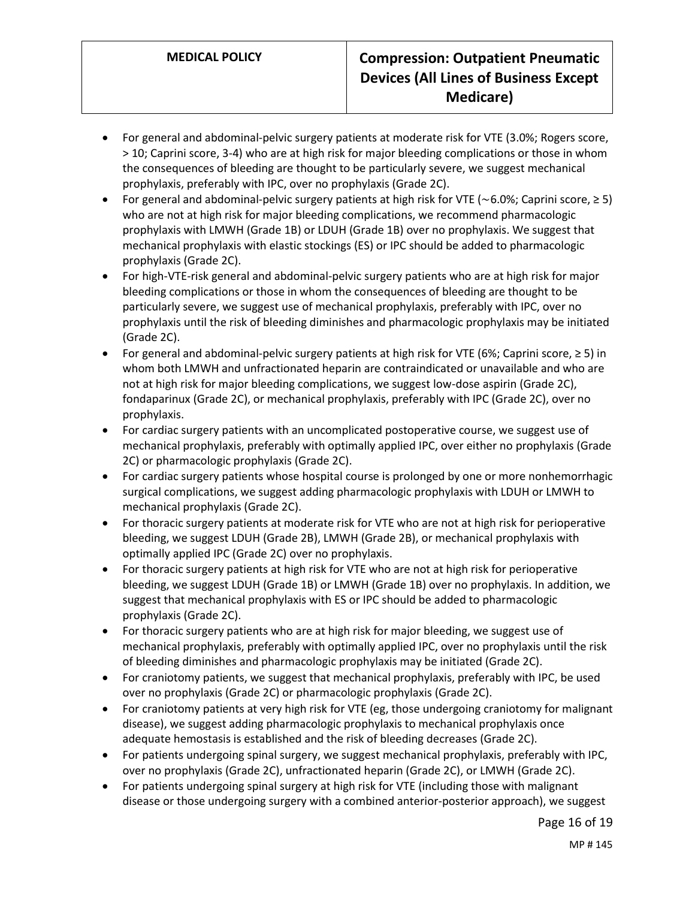- For general and abdominal-pelvic surgery patients at moderate risk for VTE (3.0%; Rogers score, > 10; Caprini score, 3-4) who are at high risk for major bleeding complications or those in whom the consequences of bleeding are thought to be particularly severe, we suggest mechanical prophylaxis, preferably with IPC, over no prophylaxis (Grade 2C).
- For general and abdominal-pelvic surgery patients at high risk for VTE (~6.0%; Caprini score, ≥ 5) who are not at high risk for major bleeding complications, we recommend pharmacologic prophylaxis with LMWH (Grade 1B) or LDUH (Grade 1B) over no prophylaxis. We suggest that mechanical prophylaxis with elastic stockings (ES) or IPC should be added to pharmacologic prophylaxis (Grade 2C).
- For high-VTE-risk general and abdominal-pelvic surgery patients who are at high risk for major bleeding complications or those in whom the consequences of bleeding are thought to be particularly severe, we suggest use of mechanical prophylaxis, preferably with IPC, over no prophylaxis until the risk of bleeding diminishes and pharmacologic prophylaxis may be initiated (Grade 2C).
- For general and abdominal-pelvic surgery patients at high risk for VTE (6%; Caprini score, ≥ 5) in whom both LMWH and unfractionated heparin are contraindicated or unavailable and who are not at high risk for major bleeding complications, we suggest low-dose aspirin (Grade 2C), fondaparinux (Grade 2C), or mechanical prophylaxis, preferably with IPC (Grade 2C), over no prophylaxis.
- For cardiac surgery patients with an uncomplicated postoperative course, we suggest use of mechanical prophylaxis, preferably with optimally applied IPC, over either no prophylaxis (Grade 2C) or pharmacologic prophylaxis (Grade 2C).
- For cardiac surgery patients whose hospital course is prolonged by one or more nonhemorrhagic surgical complications, we suggest adding pharmacologic prophylaxis with LDUH or LMWH to mechanical prophylaxis (Grade 2C).
- For thoracic surgery patients at moderate risk for VTE who are not at high risk for perioperative bleeding, we suggest LDUH (Grade 2B), LMWH (Grade 2B), or mechanical prophylaxis with optimally applied IPC (Grade 2C) over no prophylaxis.
- For thoracic surgery patients at high risk for VTE who are not at high risk for perioperative bleeding, we suggest LDUH (Grade 1B) or LMWH (Grade 1B) over no prophylaxis. In addition, we suggest that mechanical prophylaxis with ES or IPC should be added to pharmacologic prophylaxis (Grade 2C).
- For thoracic surgery patients who are at high risk for major bleeding, we suggest use of mechanical prophylaxis, preferably with optimally applied IPC, over no prophylaxis until the risk of bleeding diminishes and pharmacologic prophylaxis may be initiated (Grade 2C).
- For craniotomy patients, we suggest that mechanical prophylaxis, preferably with IPC, be used over no prophylaxis (Grade 2C) or pharmacologic prophylaxis (Grade 2C).
- For craniotomy patients at very high risk for VTE (eg, those undergoing craniotomy for malignant disease), we suggest adding pharmacologic prophylaxis to mechanical prophylaxis once adequate hemostasis is established and the risk of bleeding decreases (Grade 2C).
- For patients undergoing spinal surgery, we suggest mechanical prophylaxis, preferably with IPC, over no prophylaxis (Grade 2C), unfractionated heparin (Grade 2C), or LMWH (Grade 2C).
- For patients undergoing spinal surgery at high risk for VTE (including those with malignant disease or those undergoing surgery with a combined anterior-posterior approach), we suggest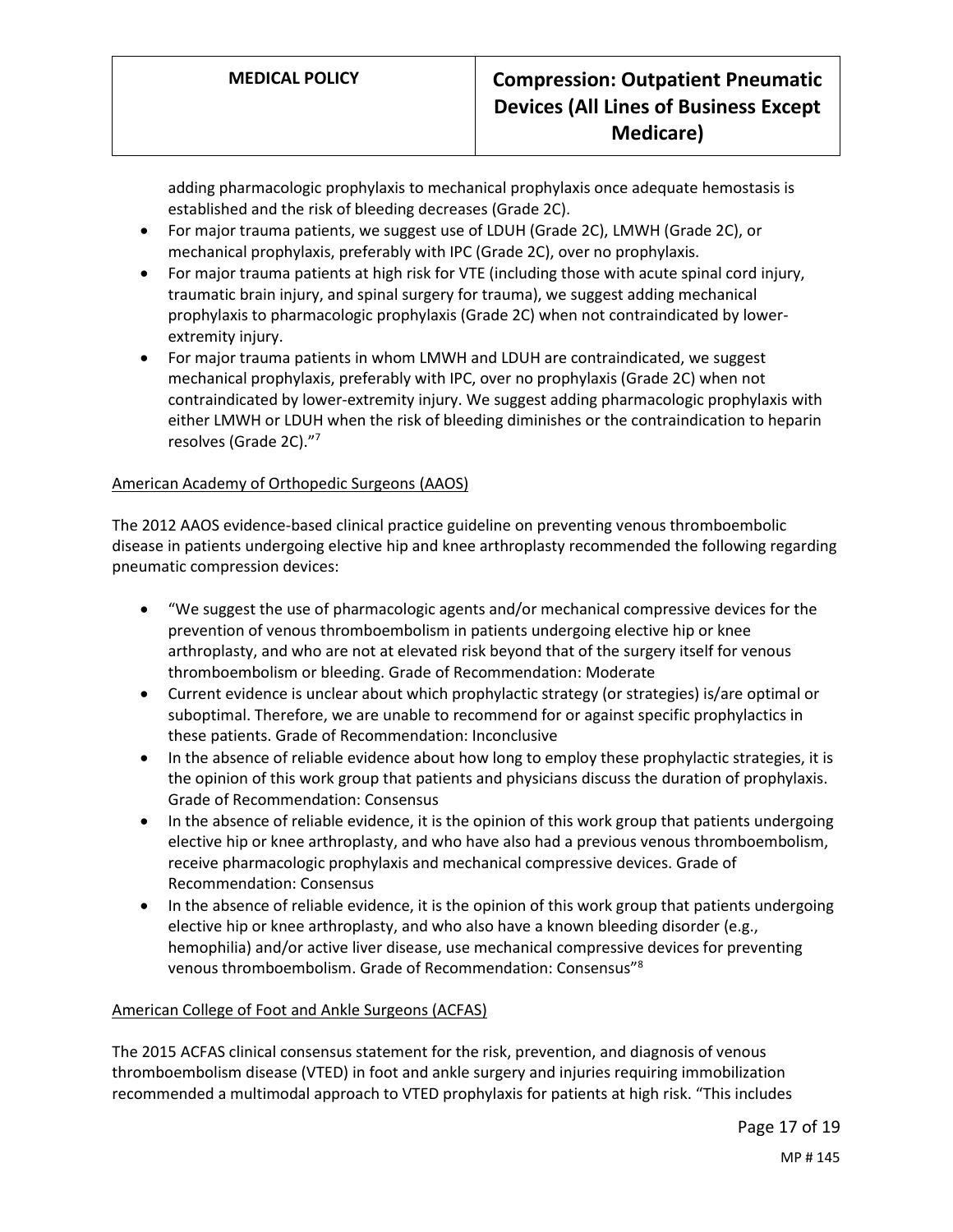adding pharmacologic prophylaxis to mechanical prophylaxis once adequate hemostasis is established and the risk of bleeding decreases (Grade 2C).

- For major trauma patients, we suggest use of LDUH (Grade 2C), LMWH (Grade 2C), or mechanical prophylaxis, preferably with IPC (Grade 2C), over no prophylaxis.
- For major trauma patients at high risk for VTE (including those with acute spinal cord injury, traumatic brain injury, and spinal surgery for trauma), we suggest adding mechanical prophylaxis to pharmacologic prophylaxis (Grade 2C) when not contraindicated by lower-extremity injury.
- For major trauma patients in whom LMWH and LDUH are contraindicated, we suggest mechanical prophylaxis, preferably with IPC, over no prophylaxis (Grade 2C) when not contraindicated by lower-extremity injury. We suggest adding pharmacologic prophylaxis with either LMWH or LDUH when the risk of bleeding diminishes or the contraindication to heparin resolves (Grade 2C)."[7]

American Academy of Orthopedic Surgeons (AAOS)

The 2012 AAOS evidence-based clinical practice guideline on preventing venous thromboembolic disease in patients undergoing elective hip and knee arthroplasty recommended the following regarding pneumatic compression devices:

- "We suggest the use of pharmacologic agents and/or mechanical compressive devices for the prevention of venous thromboembolism in patients undergoing elective hip or knee arthroplasty, and who are not at elevated risk beyond that of the surgery itself for venous thromboembolism or bleeding. Grade of Recommendation: Moderate
- Current evidence is unclear about which prophylactic strategy (or strategies) is/are optimal or suboptimal. Therefore, we are unable to recommend for or against specific prophylactics in these patients. Grade of Recommendation: Inconclusive
- In the absence of reliable evidence about how long to employ these prophylactic strategies, it is the opinion of this work group that patients and physicians discuss the duration of prophylaxis. Grade of Recommendation: Consensus
- In the absence of reliable evidence, it is the opinion of this work group that patients undergoing elective hip or knee arthroplasty, and who have also had a previous venous thromboembolism, receive pharmacologic prophylaxis and mechanical compressive devices. Grade of Recommendation: Consensus
- In the absence of reliable evidence, it is the opinion of this work group that patients undergoing elective hip or knee arthroplasty, and who also have a known bleeding disorder (e.g., hemophilia) and/or active liver disease, use mechanical compressive devices for preventing venous thromboembolism. Grade of Recommendation: Consensus"[8]

American College of Foot and Ankle Surgeons (ACFAS)

The 2015 ACFAS clinical consensus statement for the risk, prevention, and diagnosis of venous thromboembolism disease (VTED) in foot and ankle surgery and injuries requiring immobilization recommended a multimodal approach to VTED prophylaxis for patients at high risk. "This includes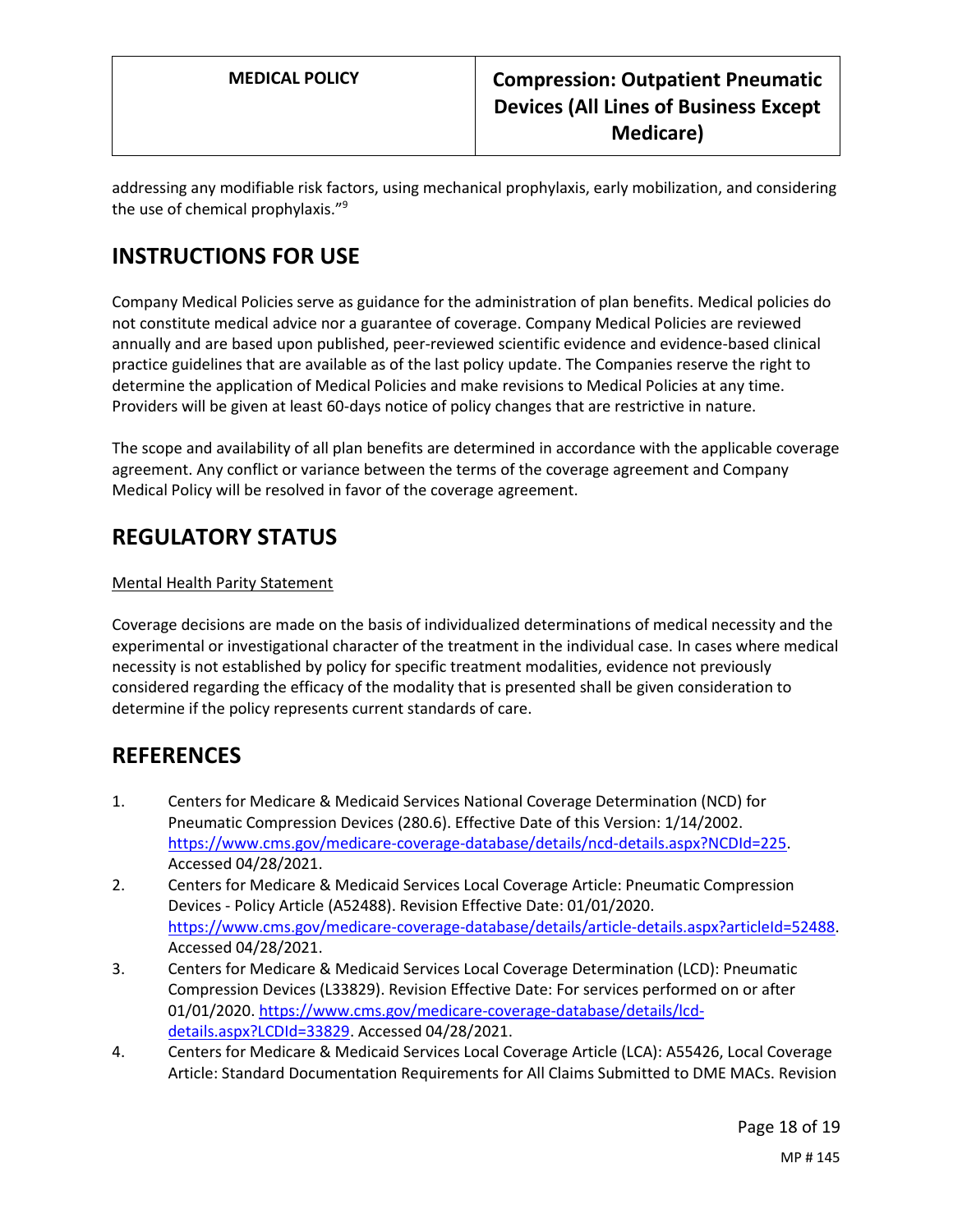addressing any modifiable risk factors, using mechanical prophylaxis, early mobilization, and considering the use of chemical prophylaxis."[9]

## INSTRUCTIONS FOR USE

Company Medical Policies serve as guidance for the administration of plan benefits. Medical policies do not constitute medical advice nor a guarantee of coverage. Company Medical Policies are reviewed annually and are based upon published, peer-reviewed scientific evidence and evidence-based clinical practice guidelines that are available as of the last policy update. The Companies reserve the right to determine the application of Medical Policies and make revisions to Medical Policies at any time. Providers will be given at least 60-days notice of policy changes that are restrictive in nature.

The scope and availability of all plan benefits are determined in accordance with the applicable coverage agreement. Any conflict or variance between the terms of the coverage agreement and Company Medical Policy will be resolved in favor of the coverage agreement.

## REGULATORY STATUS

Mental Health Parity Statement

Coverage decisions are made on the basis of individualized determinations of medical necessity and the experimental or investigational character of the treatment in the individual case. In cases where medical necessity is not established by policy for specific treatment modalities, evidence not previously considered regarding the efficacy of the modality that is presented shall be given consideration to determine if the policy represents current standards of care.

## REFERENCES

1. Centers for Medicare & Medicaid Services National Coverage Determination (NCD) for Pneumatic Compression Devices (280.6). Effective Date of this Version: 1/14/2002. https://www.cms.gov/medicare-coverage-database/details/ncd-details.aspx?NCDId=225. Accessed 04/28/2021.
2. Centers for Medicare & Medicaid Services Local Coverage Article: Pneumatic Compression Devices - Policy Article (A52488). Revision Effective Date: 01/01/2020. https://www.cms.gov/medicare-coverage-database/details/article-details.aspx?articleId=52488. Accessed 04/28/2021.
3. Centers for Medicare & Medicaid Services Local Coverage Determination (LCD): Pneumatic Compression Devices (L33829). Revision Effective Date: For services performed on or after 01/01/2020. https://www.cms.gov/medicare-coverage-database/details/lcd-details.aspx?LCDId=33829. Accessed 04/28/2021.
4. Centers for Medicare & Medicaid Services Local Coverage Article (LCA): A55426, Local Coverage Article: Standard Documentation Requirements for All Claims Submitted to DME MACs. Revision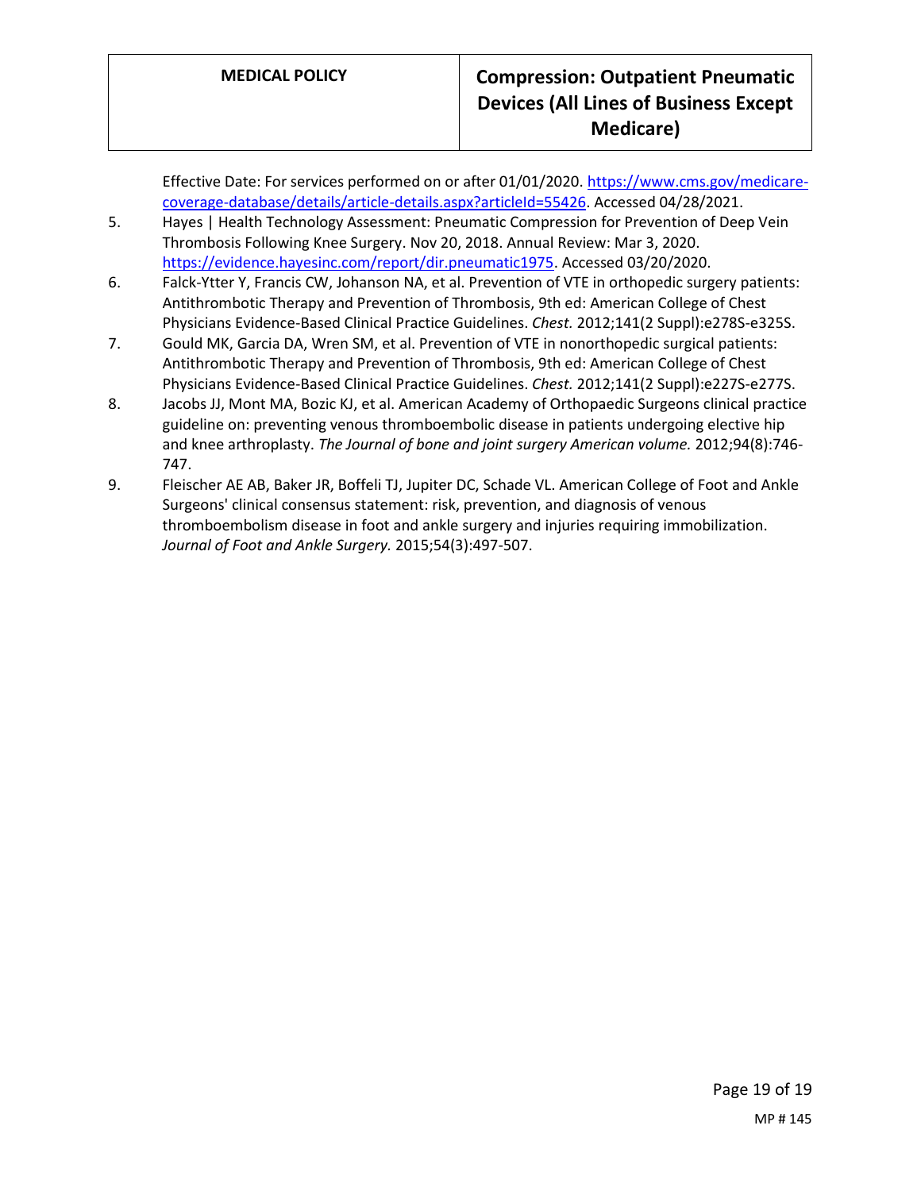Effective Date: For services performed on or after 01/01/2020. [https://www.cms.gov/medicare-coverage-database/details/article-details.aspx?articleId=55426](https://www.cms.gov/medicare-coverage-database/details/article-details.aspx?articleId=55426). Accessed 04/28/2021.

5. Hayes | Health Technology Assessment: Pneumatic Compression for Prevention of Deep Vein Thrombosis Following Knee Surgery. Nov 20, 2018. Annual Review: Mar 3, 2020. [https://evidence.hayesinc.com/report/dir.pneumatic1975](https://evidence.hayesinc.com/report/dir.pneumatic1975). Accessed 03/20/2020.
6. Falck-Ytter Y, Francis CW, Johanson NA, et al. Prevention of VTE in orthopedic surgery patients: Antithrombotic Therapy and Prevention of Thrombosis, 9th ed: American College of Chest Physicians Evidence-Based Clinical Practice Guidelines. *Chest.* 2012;141(2 Suppl):e278S-e325S.
7. Gould MK, Garcia DA, Wren SM, et al. Prevention of VTE in nonorthopedic surgical patients: Antithrombotic Therapy and Prevention of Thrombosis, 9th ed: American College of Chest Physicians Evidence-Based Clinical Practice Guidelines. *Chest.* 2012;141(2 Suppl):e227S-e277S.
8. Jacobs JJ, Mont MA, Bozic KJ, et al. American Academy of Orthopaedic Surgeons clinical practice guideline on: preventing venous thromboembolic disease in patients undergoing elective hip and knee arthroplasty. *The Journal of bone and joint surgery American volume.* 2012;94(8):746-747.
9. Fleischer AE AB, Baker JR, Boffeli TJ, Jupiter DC, Schade VL. American College of Foot and Ankle Surgeons' clinical consensus statement: risk, prevention, and diagnosis of venous thromboembolism disease in foot and ankle surgery and injuries requiring immobilization. *Journal of Foot and Ankle Surgery.* 2015;54(3):497-507.